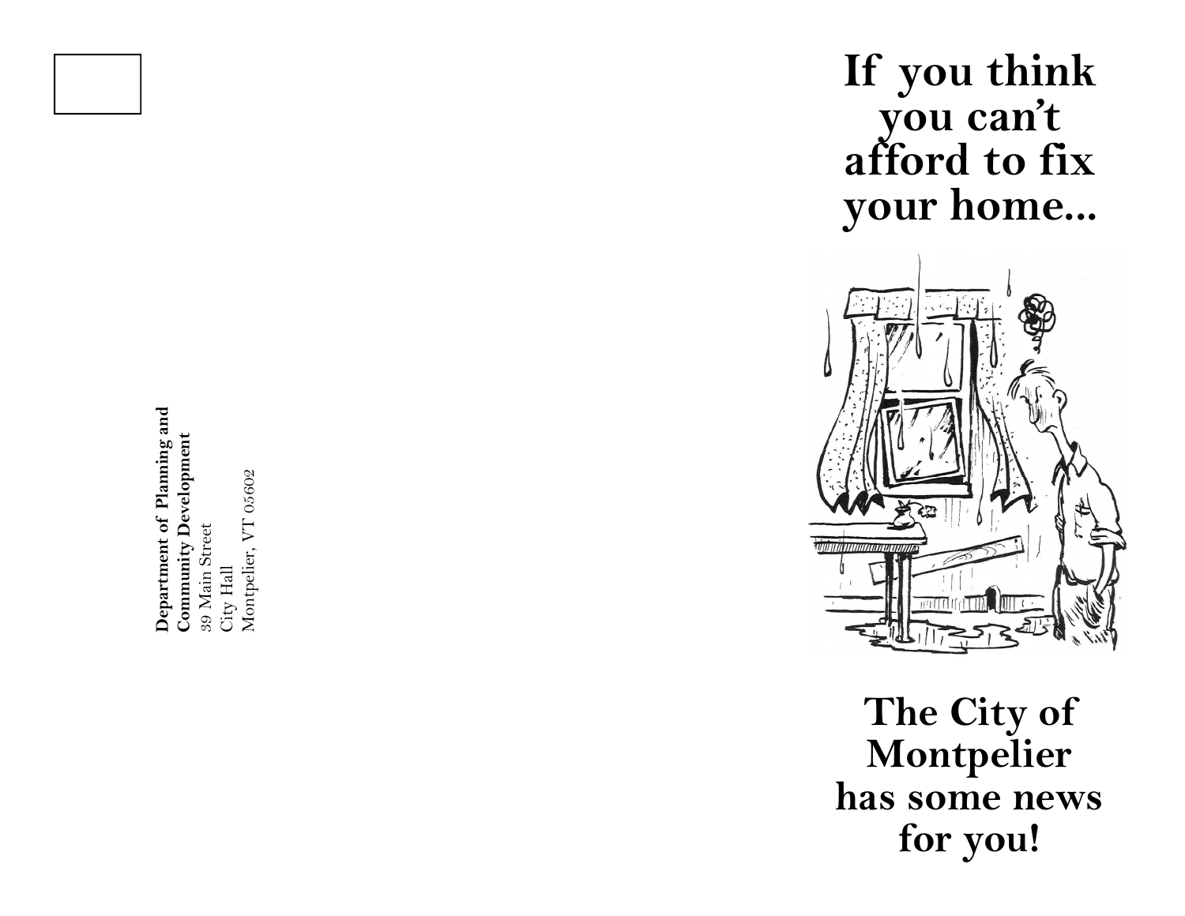**Department of Planning and Community Development**
39 Main Street
City Hall
Montpelier, VT 05602

# If you think you can't afford to fix your home...

# The City of Montpelier has some news for you!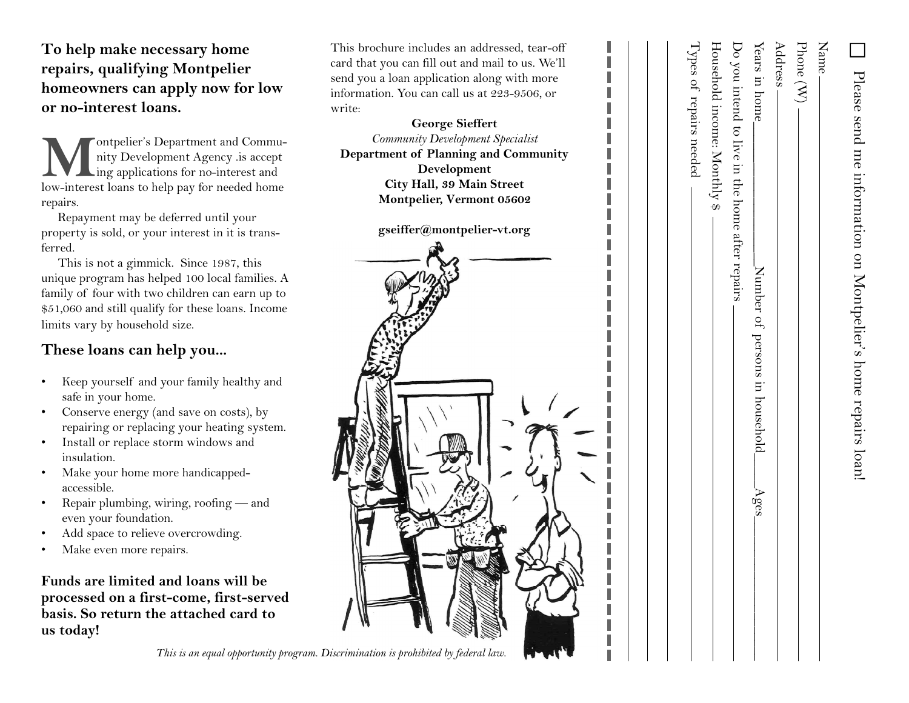**To help make necessary home repairs, qualifying Montpelier homeowners can apply now for low or no-interest loans.**

Montpelier's Department and Community Development Agency .is accepting applications for no-interest and low-interest loans to help pay for needed home repairs.

Repayment may be deferred until your property is sold, or your interest in it is transferred.

This is not a gimmick. Since 1987, this unique program has helped 100 local families. A family of four with two children can earn up to $51,060 and still qualify for these loans. Income limits vary by household size.

## These loans can help you...

- Keep yourself and your family healthy and safe in your home.
- Conserve energy (and save on costs), by repairing or replacing your heating system.
- Install or replace storm windows and insulation.
- Make your home more handicapped-accessible.
- Repair plumbing, wiring, roofing — and even your foundation.
- Add space to relieve overcrowding.
- Make even more repairs.

**Funds are limited and loans will be processed on a first-come, first-served basis. So return the attached card to us today!**

This brochure includes an addressed, tear-off card that you can fill out and mail to us. We'll send you a loan application along with more information. You can call us at 223-9506, or write:

**George Sieffert**
*Community Development Specialist*
**Department of Planning and Community Development**
**City Hall, 39 Main Street**
**Montpelier, Vermont 05602**

**gseiffer@montpelier-vt.org**

*This is an equal opportunity program. Discrimination is prohibited by federal law.*

☐ Please send me information on Montpelier's home repairs loan!

Name \_\_\_\_\_\_\_\_\_\_\_\_\_\_\_\_\_\_\_\_

Phone (W) \_\_\_\_\_\_\_\_\_\_\_\_\_\_\_\_\_\_\_\_

Address \_\_\_\_\_\_\_\_\_\_\_\_\_\_\_\_\_\_\_\_

Years in home \_\_\_\_\_\_ Number of persons in household \_\_\_\_ Ages \_\_\_\_\_\_

Do you intend to live in the home after repairs \_\_\_\_\_\_\_\_\_\_

Household income: Monthly $ \_\_\_\_\_\_\_\_\_\_

Types of repairs needed \_\_\_\_\_\_\_\_\_\_